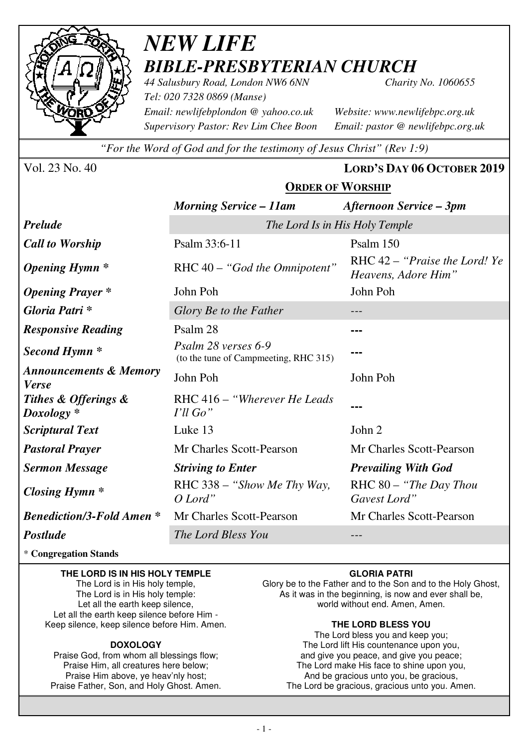# *NEW LIFE*
## *BIBLE-PRESBYTERIAN CHURCH*

*44 Salusbury Road, London NW6 6NN* *Charity No. 1060655*
*Tel: 020 7328 0869 (Manse)*
*Email: newlifebplondon @ yahoo.co.uk* *Website: www.newlifebpc.org.uk*
*Supervisory Pastor: Rev Lim Chee Boon* *Email: pastor @ newlifebpc.org.uk*

*"For the Word of God and for the testimony of Jesus Christ" (Rev 1:9)*

Vol. 23 No. 40 **LORD'S DAY 06 OCTOBER 2019**

## ORDER OF WORSHIP

| | *Morning Service – 11am* | *Afternoon Service – 3pm* |
|---|---|---|
| ***Prelude*** | *The Lord Is in His Holy Temple* | |
| ***Call to Worship*** | Psalm 33:6-11 | Psalm 150 |
| ***Opening Hymn **** | RHC 40 – *"God the Omnipotent"* | RHC 42 – *"Praise the Lord! Ye Heavens, Adore Him"* |
| ***Opening Prayer **** | John Poh | John Poh |
| ***Gloria Patri **** | *Glory Be to the Father* | --- |
| ***Responsive Reading*** | Psalm 28 | --- |
| ***Second Hymn **** | *Psalm 28 verses 6-9* (to the tune of Campmeeting, RHC 315) | --- |
| ***Announcements & Memory Verse*** | John Poh | John Poh |
| ***Tithes & Offerings & Doxology **** | RHC 416 – *"Wherever He Leads I'll Go"* | --- |
| ***Scriptural Text*** | Luke 13 | John 2 |
| ***Pastoral Prayer*** | Mr Charles Scott-Pearson | Mr Charles Scott-Pearson |
| ***Sermon Message*** | ***Striving to Enter*** | ***Prevailing With God*** |
| ***Closing Hymn **** | RHC 338 – *"Show Me Thy Way, O Lord"* | RHC 80 – *"The Day Thou Gavest Lord"* |
| ***Benediction/3-Fold Amen **** | Mr Charles Scott-Pearson | Mr Charles Scott-Pearson |
| ***Postlude*** | *The Lord Bless You* | --- |

\* **Congregation Stands**

**THE LORD IS IN HIS HOLY TEMPLE**
The Lord is in His holy temple,
The Lord is in His holy temple:
Let all the earth keep silence,
Let all the earth keep silence before Him -
Keep silence, keep silence before Him. Amen.

**DOXOLOGY**
Praise God, from whom all blessings flow;
Praise Him, all creatures here below;
Praise Him above, ye heav'nly host;
Praise Father, Son, and Holy Ghost. Amen.

**GLORIA PATRI**
Glory be to the Father and to the Son and to the Holy Ghost,
As it was in the beginning, is now and ever shall be,
world without end. Amen, Amen.

**THE LORD BLESS YOU**
The Lord bless you and keep you;
The Lord lift His countenance upon you,
and give you peace, and give you peace;
The Lord make His face to shine upon you,
And be gracious unto you, be gracious,
The Lord be gracious, gracious unto you. Amen.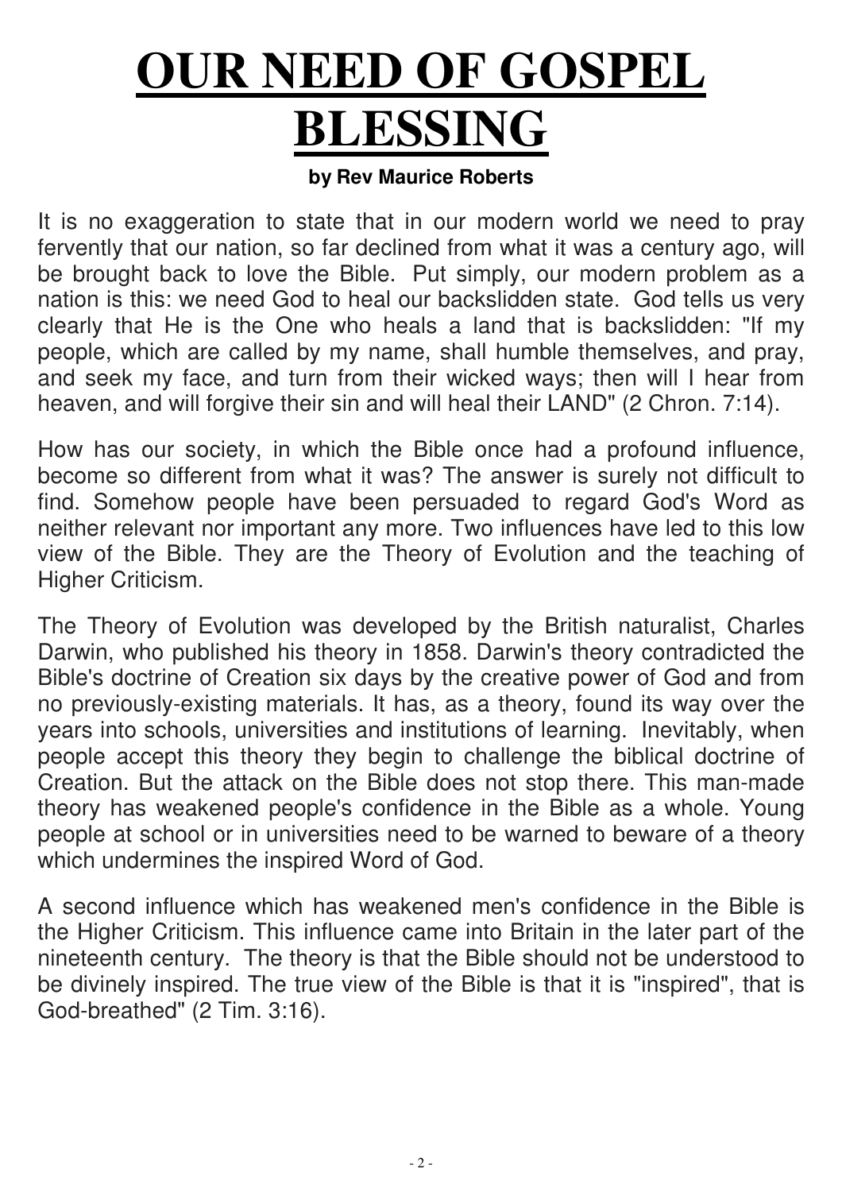# OUR NEED OF GOSPEL BLESSING

**by Rev Maurice Roberts**

It is no exaggeration to state that in our modern world we need to pray fervently that our nation, so far declined from what it was a century ago, will be brought back to love the Bible. Put simply, our modern problem as a nation is this: we need God to heal our backslidden state. God tells us very clearly that He is the One who heals a land that is backslidden: "If my people, which are called by my name, shall humble themselves, and pray, and seek my face, and turn from their wicked ways; then will I hear from heaven, and will forgive their sin and will heal their LAND" (2 Chron. 7:14).

How has our society, in which the Bible once had a profound influence, become so different from what it was? The answer is surely not difficult to find. Somehow people have been persuaded to regard God's Word as neither relevant nor important any more. Two influences have led to this low view of the Bible. They are the Theory of Evolution and the teaching of Higher Criticism.

The Theory of Evolution was developed by the British naturalist, Charles Darwin, who published his theory in 1858. Darwin's theory contradicted the Bible's doctrine of Creation six days by the creative power of God and from no previously-existing materials. It has, as a theory, found its way over the years into schools, universities and institutions of learning. Inevitably, when people accept this theory they begin to challenge the biblical doctrine of Creation. But the attack on the Bible does not stop there. This man-made theory has weakened people's confidence in the Bible as a whole. Young people at school or in universities need to be warned to beware of a theory which undermines the inspired Word of God.

A second influence which has weakened men's confidence in the Bible is the Higher Criticism. This influence came into Britain in the later part of the nineteenth century. The theory is that the Bible should not be understood to be divinely inspired. The true view of the Bible is that it is "inspired", that is God-breathed" (2 Tim. 3:16).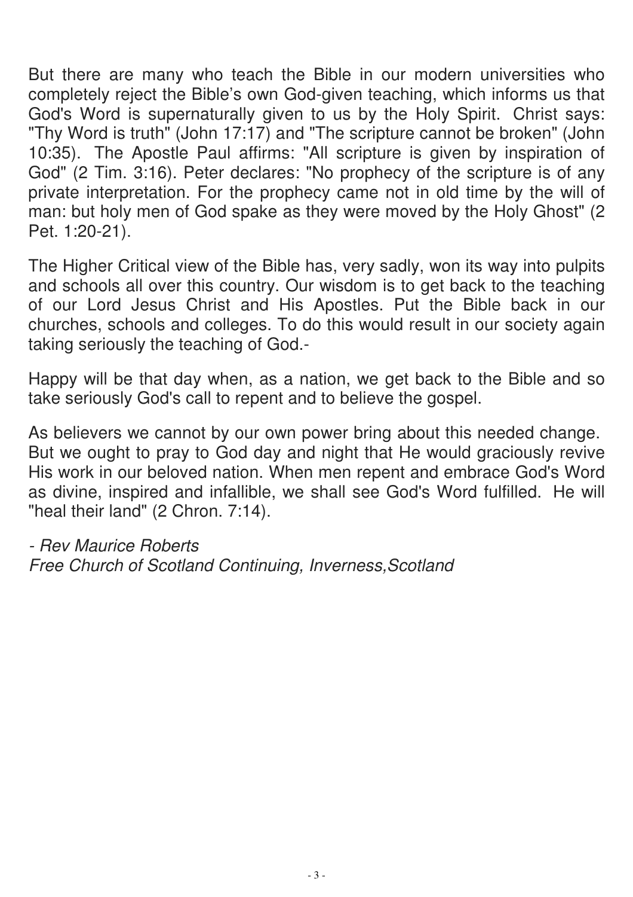But there are many who teach the Bible in our modern universities who completely reject the Bible's own God-given teaching, which informs us that God's Word is supernaturally given to us by the Holy Spirit. Christ says: "Thy Word is truth" (John 17:17) and "The scripture cannot be broken" (John 10:35). The Apostle Paul affirms: "All scripture is given by inspiration of God" (2 Tim. 3:16). Peter declares: "No prophecy of the scripture is of any private interpretation. For the prophecy came not in old time by the will of man: but holy men of God spake as they were moved by the Holy Ghost" (2 Pet. 1:20-21).

The Higher Critical view of the Bible has, very sadly, won its way into pulpits and schools all over this country. Our wisdom is to get back to the teaching of our Lord Jesus Christ and His Apostles. Put the Bible back in our churches, schools and colleges. To do this would result in our society again taking seriously the teaching of God.-

Happy will be that day when, as a nation, we get back to the Bible and so take seriously God's call to repent and to believe the gospel.

As believers we cannot by our own power bring about this needed change. But we ought to pray to God day and night that He would graciously revive His work in our beloved nation. When men repent and embrace God's Word as divine, inspired and infallible, we shall see God's Word fulfilled. He will "heal their land" (2 Chron. 7:14).

*- Rev Maurice Roberts*
*Free Church of Scotland Continuing, Inverness,Scotland*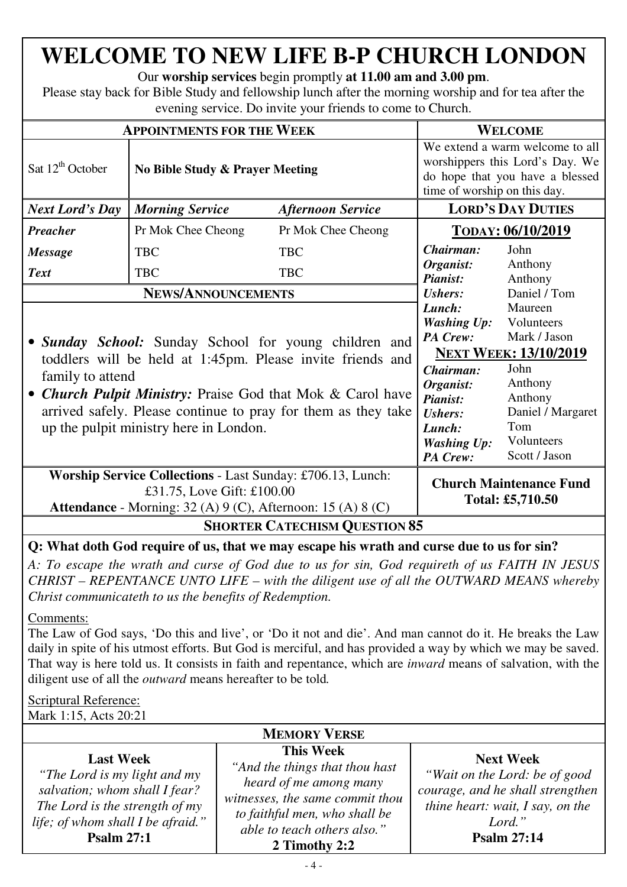# WELCOME TO NEW LIFE B-P CHURCH LONDON

Our **worship services** begin promptly **at 11.00 am and 3.00 pm**.
Please stay back for Bible Study and fellowship lunch after the morning worship and for tea after the evening service. Do invite your friends to come to Church.

## APPOINTMENTS FOR THE WEEK

| | | |
|---|---|---|
| Sat 12th October | **No Bible Study & Prayer Meeting** | |
| ***Next Lord's Day*** | ***Morning Service*** | ***Afternoon Service*** |
| ***Preacher*** | Pr Mok Chee Cheong | Pr Mok Chee Cheong |
| ***Message*** | TBC | TBC |
| ***Text*** | TBC | TBC |

## WELCOME

We extend a warm welcome to all worshippers this Lord's Day. We do hope that you have a blessed time of worship on this day.

## NEWS/ANNOUNCEMENTS

- ***Sunday School:*** Sunday School for young children and toddlers will be held at 1:45pm. Please invite friends and family to attend
- ***Church Pulpit Ministry:*** Praise God that Mok & Carol have arrived safely. Please continue to pray for them as they take up the pulpit ministry here in London.

## LORD'S DAY DUTIES

**TODAY: 06/10/2019**

| | |
|---|---|
| ***Chairman:*** | John |
| ***Organist:*** | Anthony |
| ***Pianist:*** | Anthony |
| ***Ushers:*** | Daniel / Tom |
| ***Lunch:*** | Maureen |
| ***Washing Up:*** | Volunteers |
| ***PA Crew:*** | Mark / Jason |

**NEXT WEEK: 13/10/2019**

| | |
|---|---|
| ***Chairman:*** | John |
| ***Organist:*** | Anthony |
| ***Pianist:*** | Anthony |
| ***Ushers:*** | Daniel / Margaret |
| ***Lunch:*** | Tom |
| ***Washing Up:*** | Volunteers |
| ***PA Crew:*** | Scott / Jason |

**Worship Service Collections** - Last Sunday: £706.13, Lunch: £31.75, Love Gift: £100.00
**Attendance** - Morning: 32 (A) 9 (C), Afternoon: 15 (A) 8 (C)

**Church Maintenance Fund Total: £5,710.50**

## SHORTER CATECHISM QUESTION 85

**Q: What doth God require of us, that we may escape his wrath and curse due to us for sin?**

*A: To escape the wrath and curse of God due to us for sin, God requireth of us FAITH IN JESUS CHRIST – REPENTANCE UNTO LIFE – with the diligent use of all the OUTWARD MEANS whereby Christ communicateth to us the benefits of Redemption.*

Comments:
The Law of God says, 'Do this and live', or 'Do it not and die'. And man cannot do it. He breaks the Law daily in spite of his utmost efforts. But God is merciful, and has provided a way by which we may be saved. That way is here told us. It consists in faith and repentance, which are *inward* means of salvation, with the diligent use of all the *outward* means hereafter to be told.

Scriptural Reference:
Mark 1:15, Acts 20:21

## MEMORY VERSE

**Last Week**
*"The Lord is my light and my salvation; whom shall I fear? The Lord is the strength of my life; of whom shall I be afraid."*
**Psalm 27:1**

**This Week**
*"And the things that thou hast heard of me among many witnesses, the same commit thou to faithful men, who shall be able to teach others also."*
**2 Timothy 2:2**

**Next Week**
*"Wait on the Lord: be of good courage, and he shall strengthen thine heart: wait, I say, on the Lord."*
**Psalm 27:14**